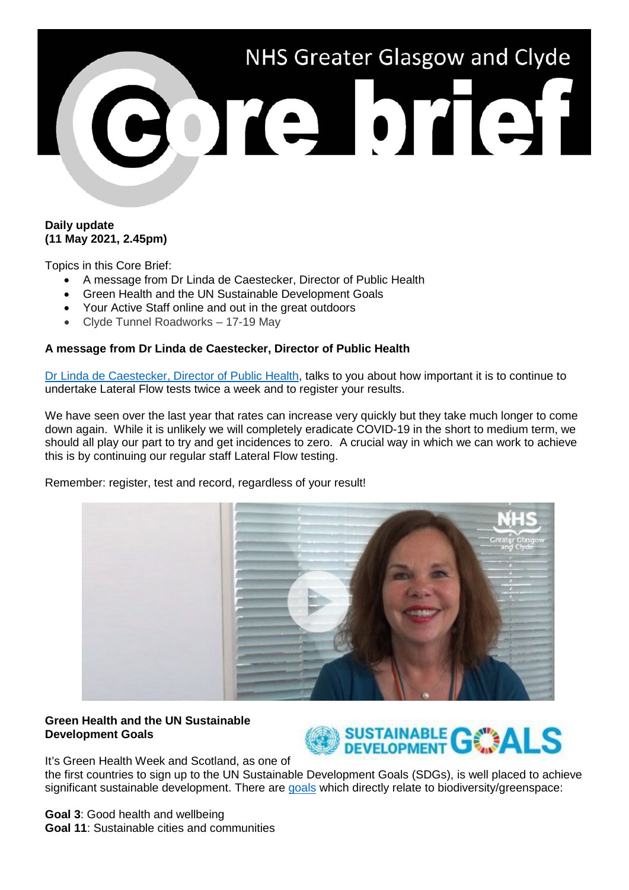# NHS Greater Glasgow and Clyde Core brief

**Daily update**
**(11 May 2021, 2.45pm)**

Topics in this Core Brief:

- A message from Dr Linda de Caestecker, Director of Public Health
- Green Health and the UN Sustainable Development Goals
- Your Active Staff online and out in the great outdoors
- Clyde Tunnel Roadworks – 17-19 May

**A message from Dr Linda de Caestecker, Director of Public Health**

Dr Linda de Caestecker, Director of Public Health, talks to you about how important it is to continue to undertake Lateral Flow tests twice a week and to register your results.

We have seen over the last year that rates can increase very quickly but they take much longer to come down again. While it is unlikely we will completely eradicate COVID-19 in the short to medium term, we should all play our part to try and get incidences to zero. A crucial way in which we can work to achieve this is by continuing our regular staff Lateral Flow testing.

Remember: register, test and record, regardless of your result!

**Green Health and the UN Sustainable Development Goals**

It's Green Health Week and Scotland, as one of the first countries to sign up to the UN Sustainable Development Goals (SDGs), is well placed to achieve significant sustainable development. There are goals which directly relate to biodiversity/greenspace:

**Goal 3**: Good health and wellbeing
**Goal 11**: Sustainable cities and communities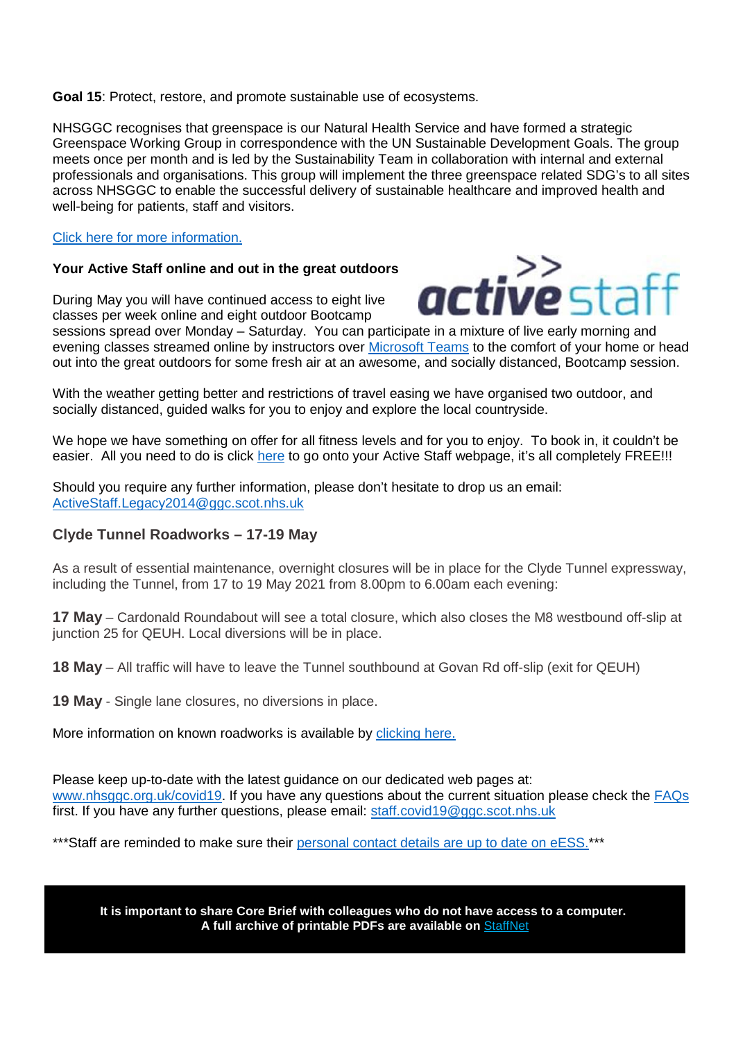**Goal 15**: Protect, restore, and promote sustainable use of ecosystems.

NHSGGC recognises that greenspace is our Natural Health Service and have formed a strategic Greenspace Working Group in correspondence with the UN Sustainable Development Goals. The group meets once per month and is led by the Sustainability Team in collaboration with internal and external professionals and organisations. This group will implement the three greenspace related SDG's to all sites across NHSGGC to enable the successful delivery of sustainable healthcare and improved health and well-being for patients, staff and visitors.

Click here for more information.

**Your Active Staff online and out in the great outdoors**

During May you will have continued access to eight live classes per week online and eight outdoor Bootcamp sessions spread over Monday – Saturday. You can participate in a mixture of live early morning and evening classes streamed online by instructors over Microsoft Teams to the comfort of your home or head out into the great outdoors for some fresh air at an awesome, and socially distanced, Bootcamp session.

With the weather getting better and restrictions of travel easing we have organised two outdoor, and socially distanced, guided walks for you to enjoy and explore the local countryside.

We hope we have something on offer for all fitness levels and for you to enjoy. To book in, it couldn't be easier. All you need to do is click here to go onto your Active Staff webpage, it's all completely FREE!!!

Should you require any further information, please don't hesitate to drop us an email: ActiveStaff.Legacy2014@ggc.scot.nhs.uk

## Clyde Tunnel Roadworks – 17-19 May

As a result of essential maintenance, overnight closures will be in place for the Clyde Tunnel expressway, including the Tunnel, from 17 to 19 May 2021 from 8.00pm to 6.00am each evening:

**17 May** – Cardonald Roundabout will see a total closure, which also closes the M8 westbound off-slip at junction 25 for QEUH. Local diversions will be in place.

**18 May** – All traffic will have to leave the Tunnel southbound at Govan Rd off-slip (exit for QEUH)

**19 May** - Single lane closures, no diversions in place.

More information on known roadworks is available by clicking here.

Please keep up-to-date with the latest guidance on our dedicated web pages at: www.nhsggc.org.uk/covid19. If you have any questions about the current situation please check the FAQs first. If you have any further questions, please email: staff.covid19@ggc.scot.nhs.uk

***Staff are reminded to make sure their personal contact details are up to date on eESS.***

**It is important to share Core Brief with colleagues who do not have access to a computer.**
**A full archive of printable PDFs are available on StaffNet**